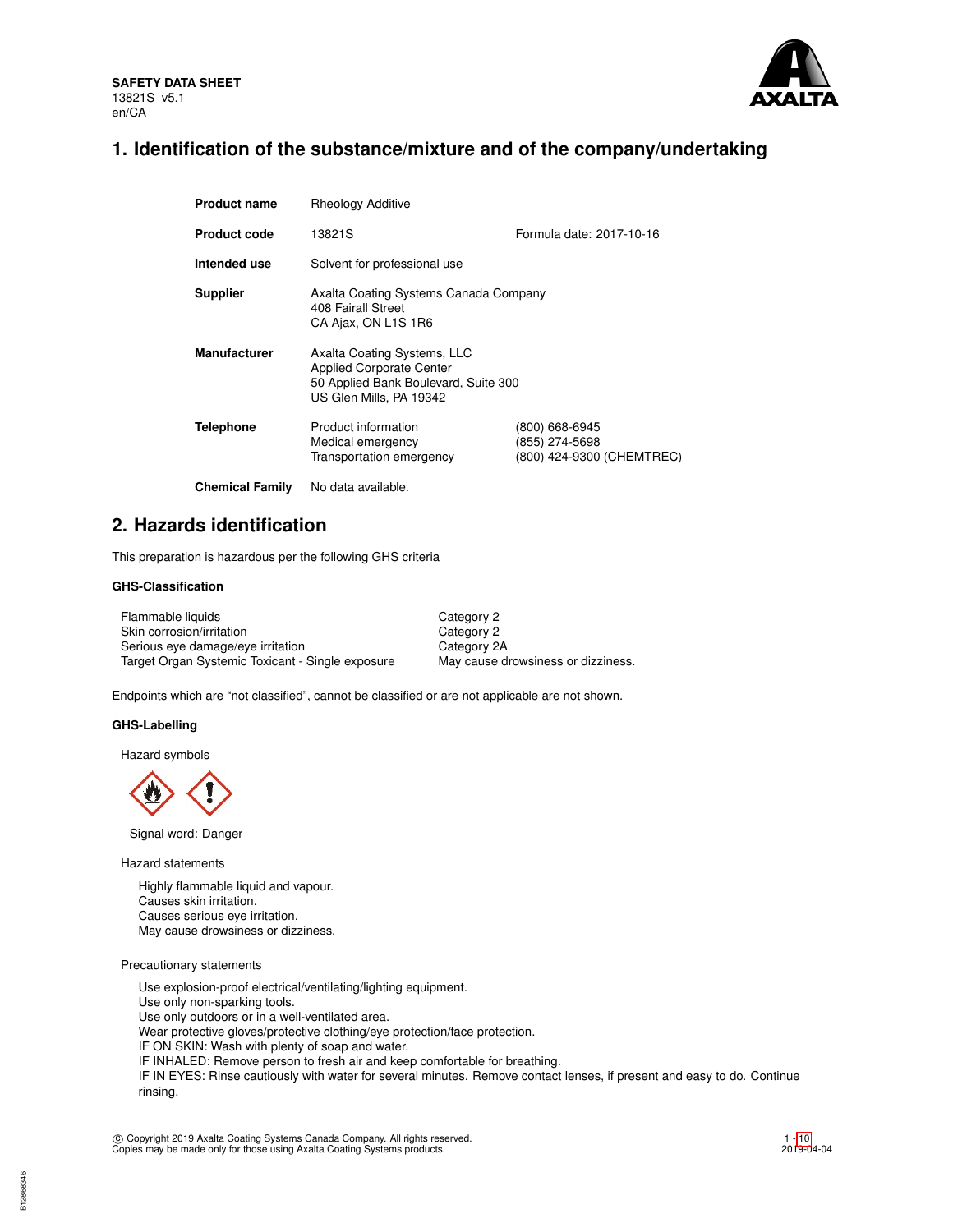SAFETY DATA SHEET
13821S v5.1
en/CA

# 1. Identification of the substance/mixture and of the company/undertaking

| | | |
|---|---|---|
| **Product name** | Rheology Additive | |
| **Product code** | 13821S | Formula date: 2017-10-16 |
| **Intended use** | Solvent for professional use | |
| **Supplier** | Axalta Coating Systems Canada Company<br>408 Fairall Street<br>CA Ajax, ON L1S 1R6 | |
| **Manufacturer** | Axalta Coating Systems, LLC<br>Applied Corporate Center<br>50 Applied Bank Boulevard, Suite 300<br>US Glen Mills, PA 19342 | |
| **Telephone** | Product information<br>Medical emergency<br>Transportation emergency | (800) 668-6945<br>(855) 274-5698<br>(800) 424-9300 (CHEMTREC) |
| **Chemical Family** | No data available. | |

# 2. Hazards identification

This preparation is hazardous per the following GHS criteria

### GHS-Classification

| | |
|---|---|
| Flammable liquids | Category 2 |
| Skin corrosion/irritation | Category 2 |
| Serious eye damage/eye irritation | Category 2A |
| Target Organ Systemic Toxicant - Single exposure | May cause drowsiness or dizziness. |

Endpoints which are “not classified”, cannot be classified or are not applicable are not shown.

### GHS-Labelling

Hazard symbols

Signal word: Danger

Hazard statements

Highly flammable liquid and vapour.
Causes skin irritation.
Causes serious eye irritation.
May cause drowsiness or dizziness.

Precautionary statements

Use explosion-proof electrical/ventilating/lighting equipment.
Use only non-sparking tools.
Use only outdoors or in a well-ventilated area.
Wear protective gloves/protective clothing/eye protection/face protection.
IF ON SKIN: Wash with plenty of soap and water.
IF INHALED: Remove person to fresh air and keep comfortable for breathing.
IF IN EYES: Rinse cautiously with water for several minutes. Remove contact lenses, if present and easy to do. Continue rinsing.

© Copyright 2019 Axalta Coating Systems Canada Company. All rights reserved.
Copies may be made only for those using Axalta Coating Systems products.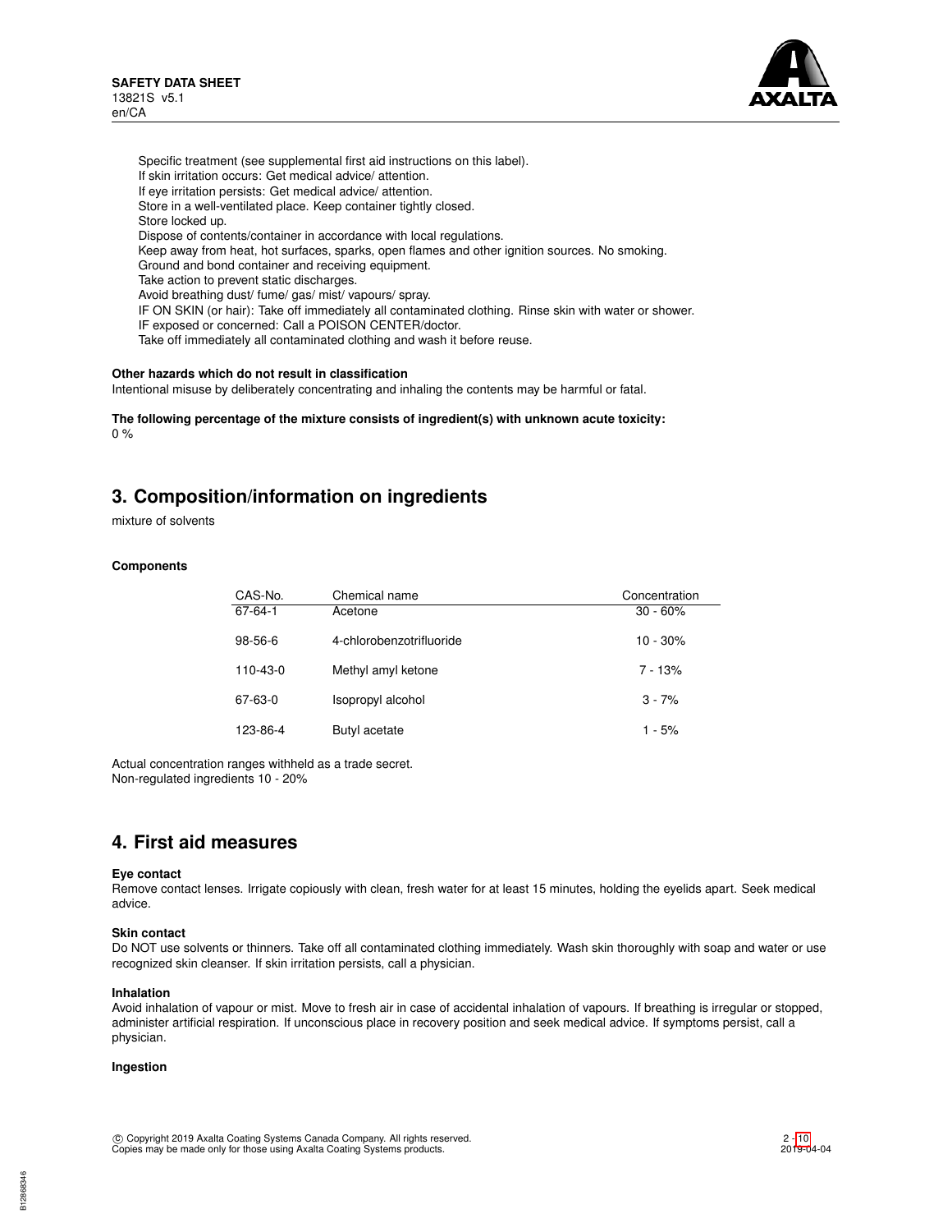Specific treatment (see supplemental first aid instructions on this label).
If skin irritation occurs: Get medical advice/ attention.
If eye irritation persists: Get medical advice/ attention.
Store in a well-ventilated place. Keep container tightly closed.
Store locked up.
Dispose of contents/container in accordance with local regulations.
Keep away from heat, hot surfaces, sparks, open flames and other ignition sources. No smoking.
Ground and bond container and receiving equipment.
Take action to prevent static discharges.
Avoid breathing dust/ fume/ gas/ mist/ vapours/ spray.
IF ON SKIN (or hair): Take off immediately all contaminated clothing. Rinse skin with water or shower.
IF exposed or concerned: Call a POISON CENTER/doctor.
Take off immediately all contaminated clothing and wash it before reuse.

**Other hazards which do not result in classification**

Intentional misuse by deliberately concentrating and inhaling the contents may be harmful or fatal.

**The following percentage of the mixture consists of ingredient(s) with unknown acute toxicity:**

0 %

## 3. Composition/information on ingredients

mixture of solvents

**Components**

| CAS-No. | Chemical name | Concentration |
|---|---|---|
| 67-64-1 | Acetone | 30 - 60% |
| 98-56-6 | 4-chlorobenzotrifluoride | 10 - 30% |
| 110-43-0 | Methyl amyl ketone | 7 - 13% |
| 67-63-0 | Isopropyl alcohol | 3 - 7% |
| 123-86-4 | Butyl acetate | 1 - 5% |

Actual concentration ranges withheld as a trade secret.
Non-regulated ingredients 10 - 20%

## 4. First aid measures

**Eye contact**

Remove contact lenses. Irrigate copiously with clean, fresh water for at least 15 minutes, holding the eyelids apart. Seek medical advice.

**Skin contact**

Do NOT use solvents or thinners. Take off all contaminated clothing immediately. Wash skin thoroughly with soap and water or use recognized skin cleanser. If skin irritation persists, call a physician.

**Inhalation**

Avoid inhalation of vapour or mist. Move to fresh air in case of accidental inhalation of vapours. If breathing is irregular or stopped, administer artificial respiration. If unconscious place in recovery position and seek medical advice. If symptoms persist, call a physician.

**Ingestion**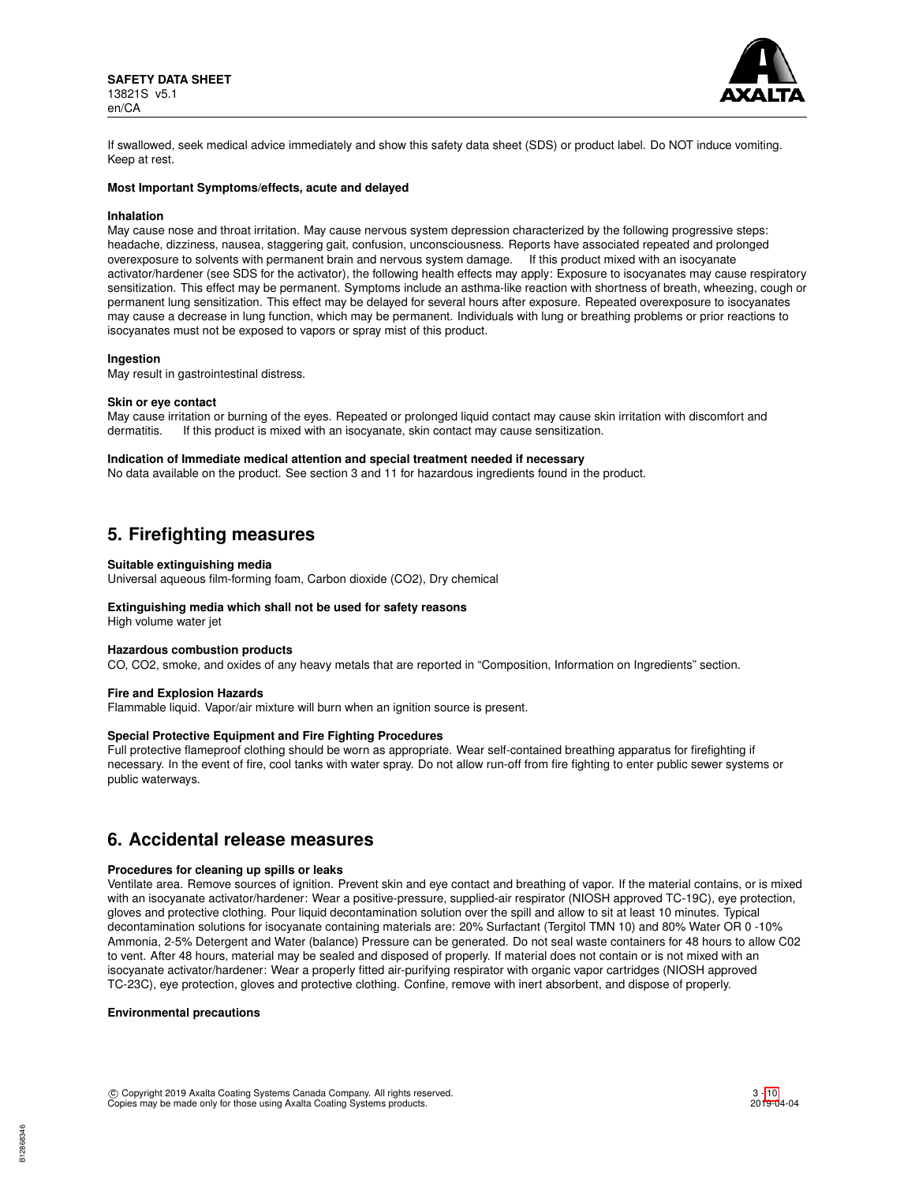If swallowed, seek medical advice immediately and show this safety data sheet (SDS) or product label. Do NOT induce vomiting. Keep at rest.

**Most Important Symptoms/effects, acute and delayed**

**Inhalation**

May cause nose and throat irritation. May cause nervous system depression characterized by the following progressive steps: headache, dizziness, nausea, staggering gait, confusion, unconsciousness. Reports have associated repeated and prolonged overexposure to solvents with permanent brain and nervous system damage. If this product mixed with an isocyanate activator/hardener (see SDS for the activator), the following health effects may apply: Exposure to isocyanates may cause respiratory sensitization. This effect may be permanent. Symptoms include an asthma-like reaction with shortness of breath, wheezing, cough or permanent lung sensitization. This effect may be delayed for several hours after exposure. Repeated overexposure to isocyanates may cause a decrease in lung function, which may be permanent. Individuals with lung or breathing problems or prior reactions to isocyanates must not be exposed to vapors or spray mist of this product.

**Ingestion**

May result in gastrointestinal distress.

**Skin or eye contact**

May cause irritation or burning of the eyes. Repeated or prolonged liquid contact may cause skin irritation with discomfort and dermatitis. If this product is mixed with an isocyanate, skin contact may cause sensitization.

**Indication of Immediate medical attention and special treatment needed if necessary**

No data available on the product. See section 3 and 11 for hazardous ingredients found in the product.

## 5. Firefighting measures

**Suitable extinguishing media**

Universal aqueous film-forming foam, Carbon dioxide ($CO_2$), Dry chemical

**Extinguishing media which shall not be used for safety reasons**

High volume water jet

**Hazardous combustion products**

CO, $CO_2$, smoke, and oxides of any heavy metals that are reported in "Composition, Information on Ingredients" section.

**Fire and Explosion Hazards**

Flammable liquid. Vapor/air mixture will burn when an ignition source is present.

**Special Protective Equipment and Fire Fighting Procedures**

Full protective flameproof clothing should be worn as appropriate. Wear self-contained breathing apparatus for firefighting if necessary. In the event of fire, cool tanks with water spray. Do not allow run-off from fire fighting to enter public sewer systems or public waterways.

## 6. Accidental release measures

**Procedures for cleaning up spills or leaks**

Ventilate area. Remove sources of ignition. Prevent skin and eye contact and breathing of vapor. If the material contains, or is mixed with an isocyanate activator/hardener: Wear a positive-pressure, supplied-air respirator (NIOSH approved TC-19C), eye protection, gloves and protective clothing. Pour liquid decontamination solution over the spill and allow to sit at least 10 minutes. Typical decontamination solutions for isocyanate containing materials are: 20% Surfactant (Tergitol TMN 10) and 80% Water OR 0 -10% Ammonia, 2-5% Detergent and Water (balance) Pressure can be generated. Do not seal waste containers for 48 hours to allow C02 to vent. After 48 hours, material may be sealed and disposed of properly. If material does not contain or is not mixed with an isocyanate activator/hardener: Wear a properly fitted air-purifying respirator with organic vapor cartridges (NIOSH approved TC-23C), eye protection, gloves and protective clothing. Confine, remove with inert absorbent, and dispose of properly.

**Environmental precautions**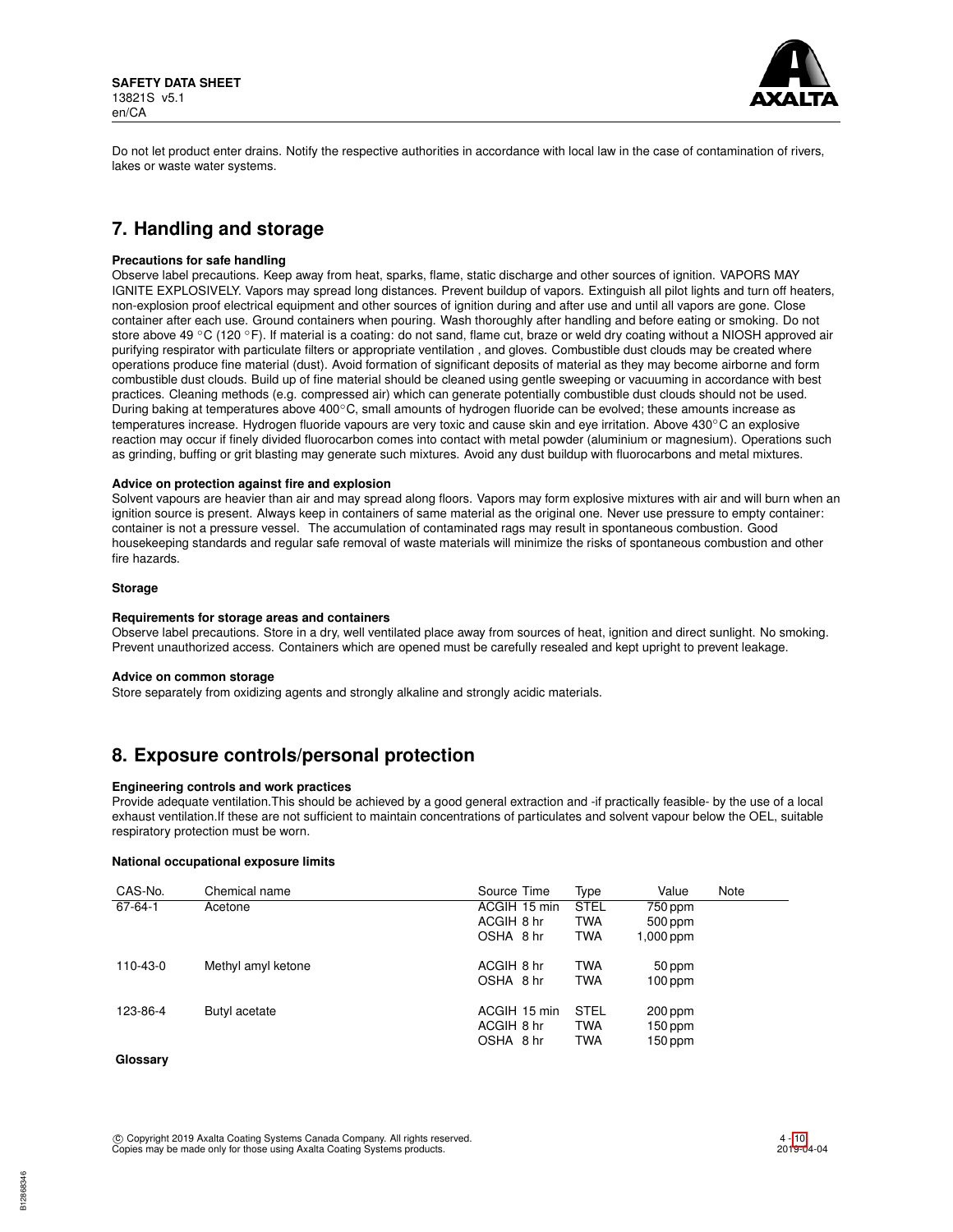Do not let product enter drains. Notify the respective authorities in accordance with local law in the case of contamination of rivers, lakes or waste water systems.

## 7. Handling and storage

**Precautions for safe handling**

Observe label precautions. Keep away from heat, sparks, flame, static discharge and other sources of ignition. VAPORS MAY IGNITE EXPLOSIVELY. Vapors may spread long distances. Prevent buildup of vapors. Extinguish all pilot lights and turn off heaters, non-explosion proof electrical equipment and other sources of ignition during and after use and until all vapors are gone. Close container after each use. Ground containers when pouring. Wash thoroughly after handling and before eating or smoking. Do not store above 49 °C (120 °F). If material is a coating: do not sand, flame cut, braze or weld dry coating without a NIOSH approved air purifying respirator with particulate filters or appropriate ventilation , and gloves. Combustible dust clouds may be created where operations produce fine material (dust). Avoid formation of significant deposits of material as they may become airborne and form combustible dust clouds. Build up of fine material should be cleaned using gentle sweeping or vacuuming in accordance with best practices. Cleaning methods (e.g. compressed air) which can generate potentially combustible dust clouds should not be used. During baking at temperatures above 400°C, small amounts of hydrogen fluoride can be evolved; these amounts increase as temperatures increase. Hydrogen fluoride vapours are very toxic and cause skin and eye irritation. Above 430°C an explosive reaction may occur if finely divided fluorocarbon comes into contact with metal powder (aluminium or magnesium). Operations such as grinding, buffing or grit blasting may generate such mixtures. Avoid any dust buildup with fluorocarbons and metal mixtures.

**Advice on protection against fire and explosion**

Solvent vapours are heavier than air and may spread along floors. Vapors may form explosive mixtures with air and will burn when an ignition source is present. Always keep in containers of same material as the original one. Never use pressure to empty container: container is not a pressure vessel. The accumulation of contaminated rags may result in spontaneous combustion. Good housekeeping standards and regular safe removal of waste materials will minimize the risks of spontaneous combustion and other fire hazards.

**Storage**

**Requirements for storage areas and containers**

Observe label precautions. Store in a dry, well ventilated place away from sources of heat, ignition and direct sunlight. No smoking. Prevent unauthorized access. Containers which are opened must be carefully resealed and kept upright to prevent leakage.

**Advice on common storage**

Store separately from oxidizing agents and strongly alkaline and strongly acidic materials.

## 8. Exposure controls/personal protection

**Engineering controls and work practices**

Provide adequate ventilation.This should be achieved by a good general extraction and -if practically feasible- by the use of a local exhaust ventilation.If these are not sufficient to maintain concentrations of particulates and solvent vapour below the OEL, suitable respiratory protection must be worn.

**National occupational exposure limits**

| CAS-No. | Chemical name | Source | Time | Type | Value | Note |
|---|---|---|---|---|---|---|
| 67-64-1 | Acetone | ACGIH | 15 min | STEL | 750 ppm | |
| | | ACGIH | 8 hr | TWA | 500 ppm | |
| | | OSHA | 8 hr | TWA | 1,000 ppm | |
| 110-43-0 | Methyl amyl ketone | ACGIH | 8 hr | TWA | 50 ppm | |
| | | OSHA | 8 hr | TWA | 100 ppm | |
| 123-86-4 | Butyl acetate | ACGIH | 15 min | STEL | 200 ppm | |
| | | ACGIH | 8 hr | TWA | 150 ppm | |
| | | OSHA | 8 hr | TWA | 150 ppm | |

**Glossary**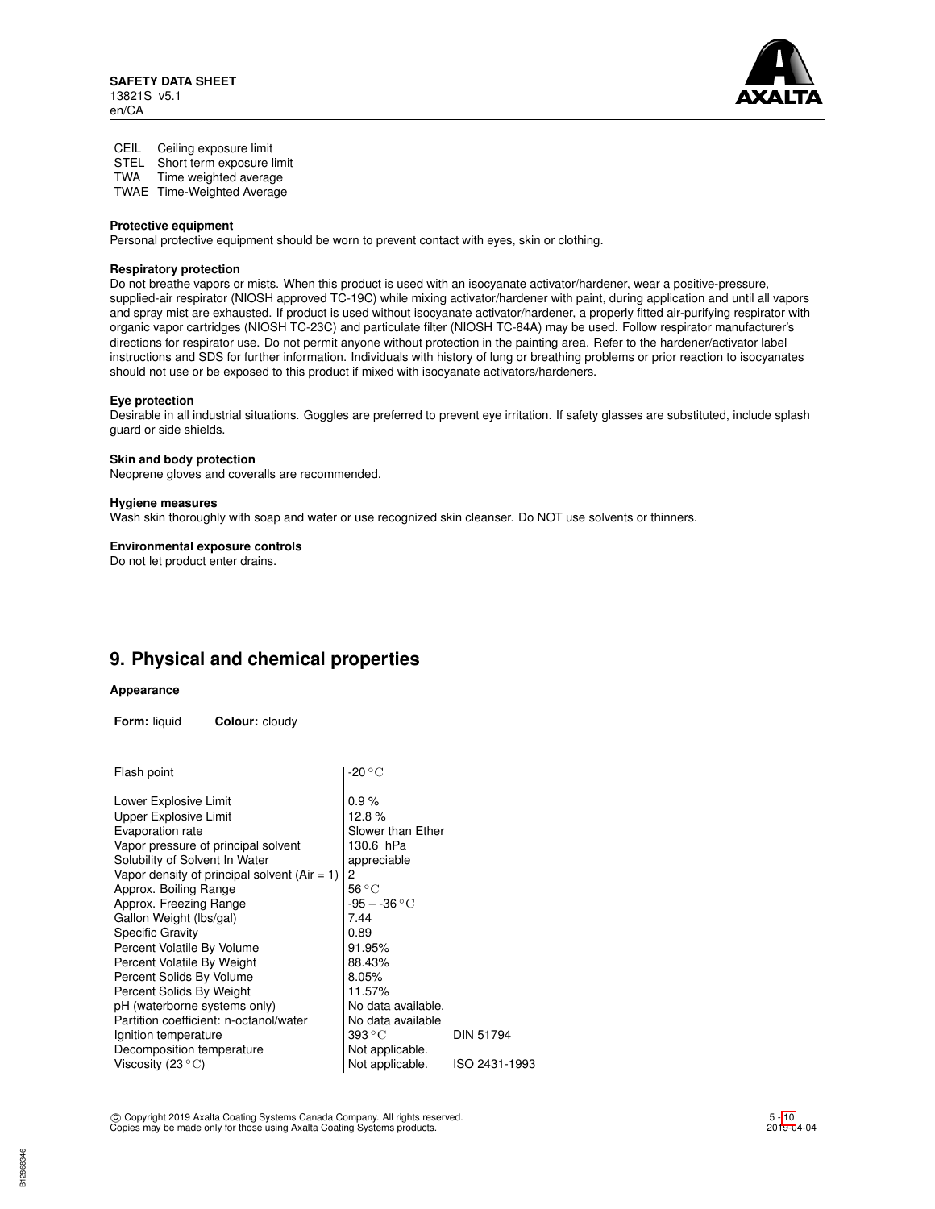| | |
|---|---|
| CEIL | Ceiling exposure limit |
| STEL | Short term exposure limit |
| TWA | Time weighted average |
| TWAE | Time-Weighted Average |

**Protective equipment**
Personal protective equipment should be worn to prevent contact with eyes, skin or clothing.

**Respiratory protection**
Do not breathe vapors or mists. When this product is used with an isocyanate activator/hardener, wear a positive-pressure, supplied-air respirator (NIOSH approved TC-19C) while mixing activator/hardener with paint, during application and until all vapors and spray mist are exhausted. If product is used without isocyanate activator/hardener, a properly fitted air-purifying respirator with organic vapor cartridges (NIOSH TC-23C) and particulate filter (NIOSH TC-84A) may be used. Follow respirator manufacturer's directions for respirator use. Do not permit anyone without protection in the painting area. Refer to the hardener/activator label instructions and SDS for further information. Individuals with history of lung or breathing problems or prior reaction to isocyanates should not use or be exposed to this product if mixed with isocyanate activators/hardeners.

**Eye protection**
Desirable in all industrial situations. Goggles are preferred to prevent eye irritation. If safety glasses are substituted, include splash guard or side shields.

**Skin and body protection**
Neoprene gloves and coveralls are recommended.

**Hygiene measures**
Wash skin thoroughly with soap and water or use recognized skin cleanser. Do NOT use solvents or thinners.

**Environmental exposure controls**
Do not let product enter drains.

## 9. Physical and chemical properties

**Appearance**

**Form:** liquid **Colour:** cloudy

| | | |
|---|---|---|
| Flash point | -20 °C | |
| Lower Explosive Limit | 0.9 % | |
| Upper Explosive Limit | 12.8 % | |
| Evaporation rate | Slower than Ether | |
| Vapor pressure of principal solvent | 130.6 hPa | |
| Solubility of Solvent In Water | appreciable | |
| Vapor density of principal solvent (Air = 1) | 2 | |
| Approx. Boiling Range | 56 °C | |
| Approx. Freezing Range | -95 – -36 °C | |
| Gallon Weight (lbs/gal) | 7.44 | |
| Specific Gravity | 0.89 | |
| Percent Volatile By Volume | 91.95% | |
| Percent Volatile By Weight | 88.43% | |
| Percent Solids By Volume | 8.05% | |
| Percent Solids By Weight | 11.57% | |
| pH (waterborne systems only) | No data available. | |
| Partition coefficient: n-octanol/water | No data available | |
| Ignition temperature | 393 °C | DIN 51794 |
| Decomposition temperature | Not applicable. | |
| Viscosity (23 °C) | Not applicable. | ISO 2431-1993 |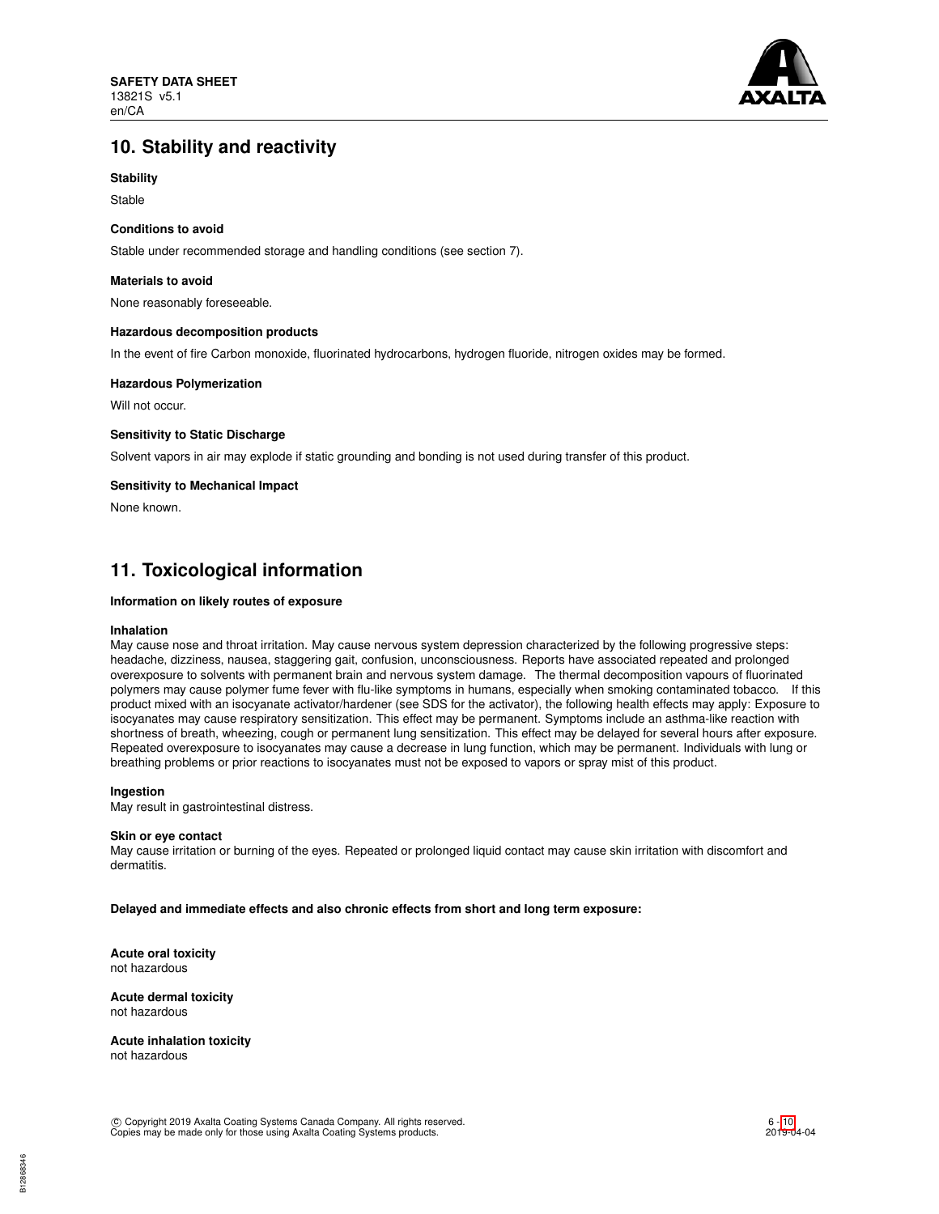## 10. Stability and reactivity

**Stability**

Stable

**Conditions to avoid**

Stable under recommended storage and handling conditions (see section 7).

**Materials to avoid**

None reasonably foreseeable.

**Hazardous decomposition products**

In the event of fire Carbon monoxide, fluorinated hydrocarbons, hydrogen fluoride, nitrogen oxides may be formed.

**Hazardous Polymerization**

Will not occur.

**Sensitivity to Static Discharge**

Solvent vapors in air may explode if static grounding and bonding is not used during transfer of this product.

**Sensitivity to Mechanical Impact**

None known.

## 11. Toxicological information

**Information on likely routes of exposure**

**Inhalation**

May cause nose and throat irritation. May cause nervous system depression characterized by the following progressive steps: headache, dizziness, nausea, staggering gait, confusion, unconsciousness. Reports have associated repeated and prolonged overexposure to solvents with permanent brain and nervous system damage. The thermal decomposition vapours of fluorinated polymers may cause polymer fume fever with flu-like symptoms in humans, especially when smoking contaminated tobacco. If this product mixed with an isocyanate activator/hardener (see SDS for the activator), the following health effects may apply: Exposure to isocyanates may cause respiratory sensitization. This effect may be permanent. Symptoms include an asthma-like reaction with shortness of breath, wheezing, cough or permanent lung sensitization. This effect may be delayed for several hours after exposure. Repeated overexposure to isocyanates may cause a decrease in lung function, which may be permanent. Individuals with lung or breathing problems or prior reactions to isocyanates must not be exposed to vapors or spray mist of this product.

**Ingestion**

May result in gastrointestinal distress.

**Skin or eye contact**

May cause irritation or burning of the eyes. Repeated or prolonged liquid contact may cause skin irritation with discomfort and dermatitis.

**Delayed and immediate effects and also chronic effects from short and long term exposure:**

**Acute oral toxicity**
not hazardous

**Acute dermal toxicity**
not hazardous

**Acute inhalation toxicity**
not hazardous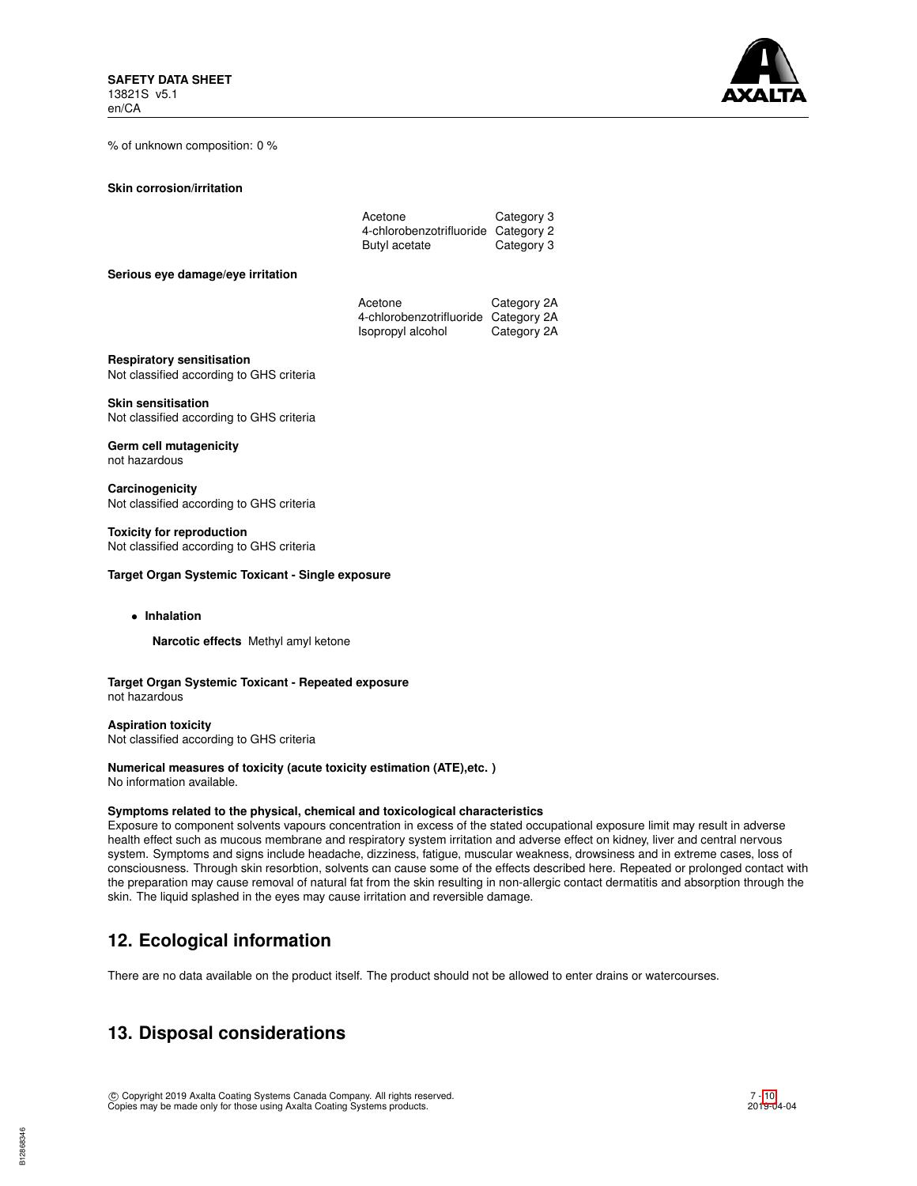% of unknown composition: 0 %

**Skin corrosion/irritation**

| | |
|---|---|
| Acetone | Category 3 |
| 4-chlorobenzotrifluoride | Category 2 |
| Butyl acetate | Category 3 |

**Serious eye damage/eye irritation**

| | |
|---|---|
| Acetone | Category 2A |
| 4-chlorobenzotrifluoride | Category 2A |
| Isopropyl alcohol | Category 2A |

**Respiratory sensitisation**
Not classified according to GHS criteria

**Skin sensitisation**
Not classified according to GHS criteria

**Germ cell mutagenicity**
not hazardous

**Carcinogenicity**
Not classified according to GHS criteria

**Toxicity for reproduction**
Not classified according to GHS criteria

**Target Organ Systemic Toxicant - Single exposure**

- **Inhalation**

  **Narcotic effects** Methyl amyl ketone

**Target Organ Systemic Toxicant - Repeated exposure**
not hazardous

**Aspiration toxicity**
Not classified according to GHS criteria

**Numerical measures of toxicity (acute toxicity estimation (ATE),etc. )**
No information available.

**Symptoms related to the physical, chemical and toxicological characteristics**
Exposure to component solvents vapours concentration in excess of the stated occupational exposure limit may result in adverse health effect such as mucous membrane and respiratory system irritation and adverse effect on kidney, liver and central nervous system. Symptoms and signs include headache, dizziness, fatigue, muscular weakness, drowsiness and in extreme cases, loss of consciousness. Through skin resorbtion, solvents can cause some of the effects described here. Repeated or prolonged contact with the preparation may cause removal of natural fat from the skin resulting in non-allergic contact dermatitis and absorption through the skin. The liquid splashed in the eyes may cause irritation and reversible damage.

## 12. Ecological information

There are no data available on the product itself. The product should not be allowed to enter drains or watercourses.

## 13. Disposal considerations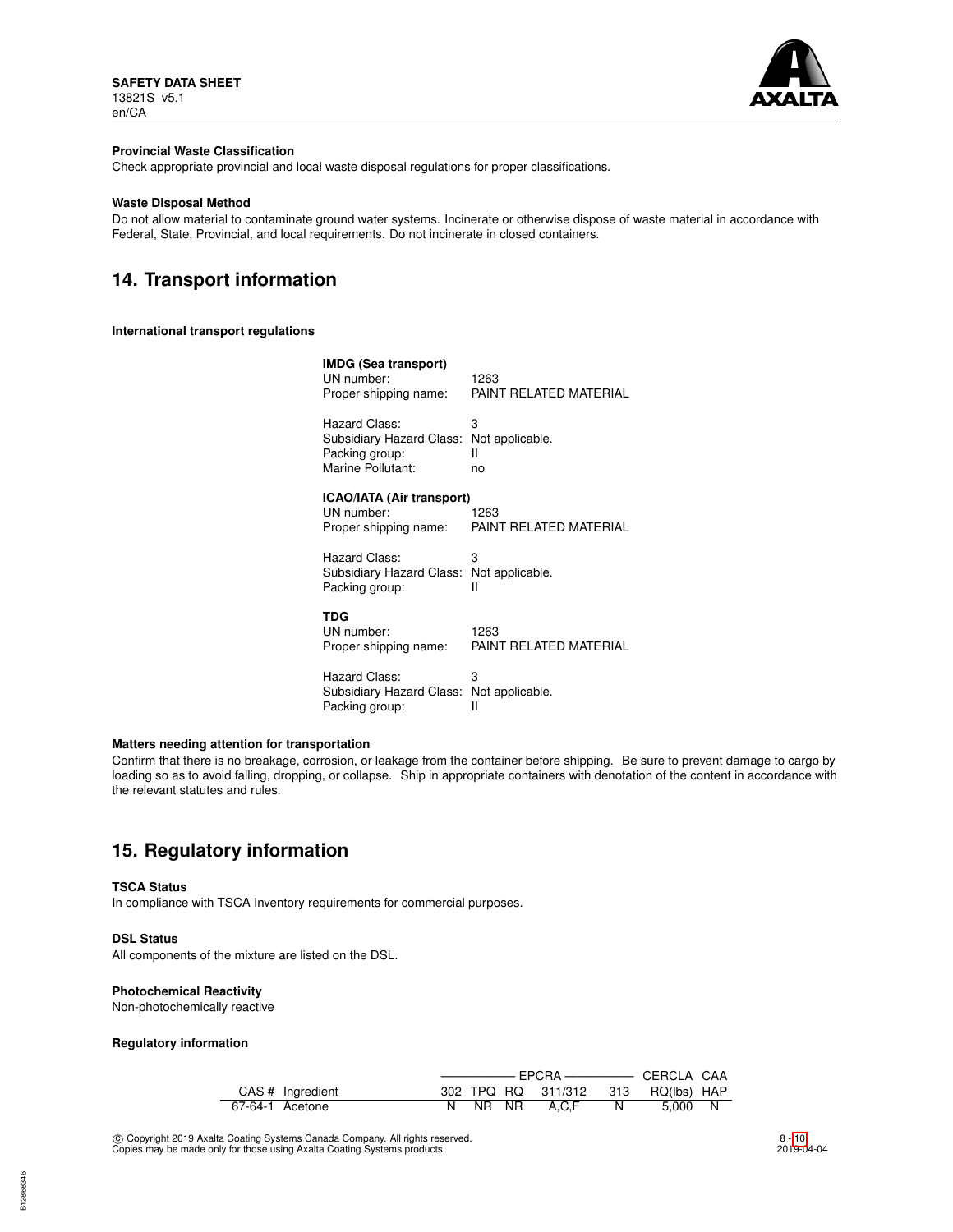**Provincial Waste Classification**

Check appropriate provincial and local waste disposal regulations for proper classifications.

**Waste Disposal Method**

Do not allow material to contaminate ground water systems. Incinerate or otherwise dispose of waste material in accordance with Federal, State, Provincial, and local requirements. Do not incinerate in closed containers.

## 14. Transport information

**International transport regulations**

**IMDG (Sea transport)**

UN number: 1263
Proper shipping name: PAINT RELATED MATERIAL

Hazard Class: 3
Subsidiary Hazard Class: Not applicable.
Packing group: II
Marine Pollutant: no

**ICAO/IATA (Air transport)**

UN number: 1263
Proper shipping name: PAINT RELATED MATERIAL

Hazard Class: 3
Subsidiary Hazard Class: Not applicable.
Packing group: II

**TDG**

UN number: 1263
Proper shipping name: PAINT RELATED MATERIAL

Hazard Class: 3
Subsidiary Hazard Class: Not applicable.
Packing group: II

**Matters needing attention for transportation**

Confirm that there is no breakage, corrosion, or leakage from the container before shipping. Be sure to prevent damage to cargo by loading so as to avoid falling, dropping, or collapse. Ship in appropriate containers with denotation of the content in accordance with the relevant statutes and rules.

## 15. Regulatory information

**TSCA Status**

In compliance with TSCA Inventory requirements for commercial purposes.

**DSL Status**

All components of the mixture are listed on the DSL.

**Photochemical Reactivity**

Non-photochemically reactive

**Regulatory information**

| | | EPCRA | | | | | CERCLA | CAA |
|---|---|---|---|---|---|---|---|---|
| CAS # | Ingredient | 302 | TPQ | RQ | 311/312 | 313 | RQ(lbs) | HAP |
| 67-64-1 | Acetone | N | NR | NR | A,C,F | N | 5,000 | N |

© Copyright 2019 Axalta Coating Systems Canada Company. All rights reserved.
Copies may be made only for those using Axalta Coating Systems products.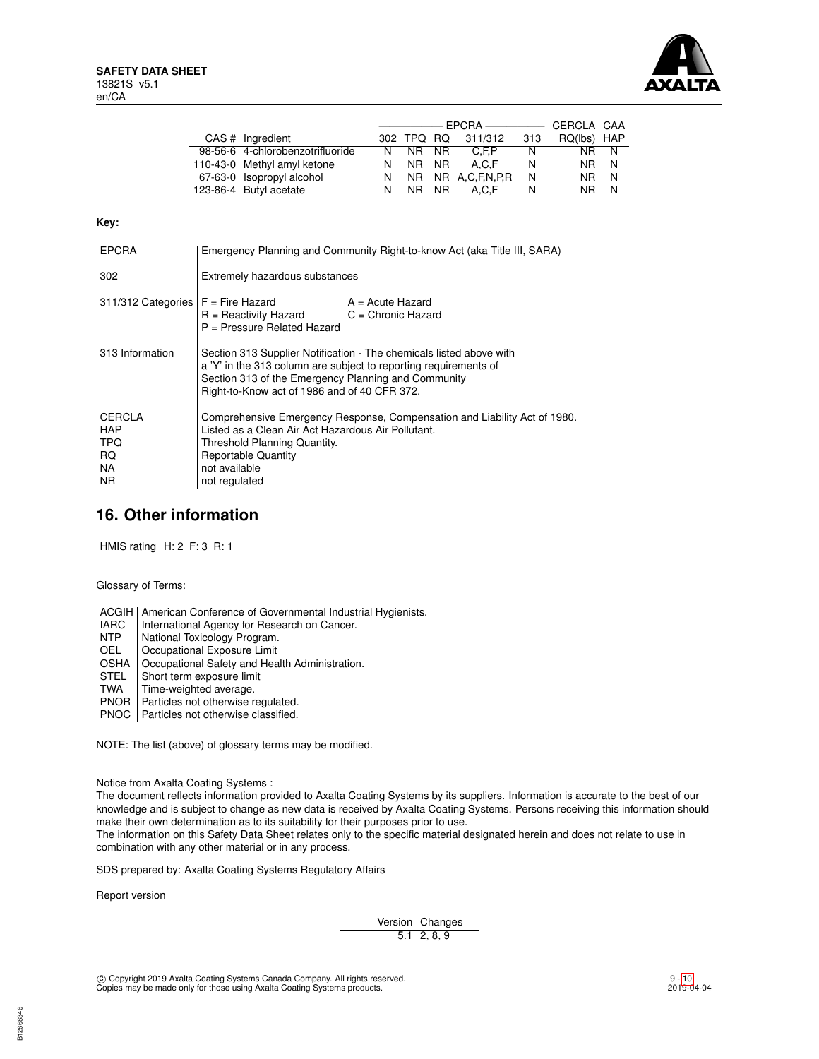| CAS # | Ingredient | EPCRA 302 | EPCRA TPQ | EPCRA RQ | EPCRA 311/312 | EPCRA 313 | CERCLA RQ(lbs) | CAA HAP |
|---|---|---|---|---|---|---|---|---|
| 98-56-6 | 4-chlorobenzotrifluoride | N | NR | NR | C,F,P | N | NR | N |
| 110-43-0 | Methyl amyl ketone | N | NR | NR | A,C,F | N | NR | N |
| 67-63-0 | Isopropyl alcohol | N | NR | NR | A,C,F,N,P,R | N | NR | N |
| 123-86-4 | Butyl acetate | N | NR | NR | A,C,F | N | NR | N |

**Key:**

| | |
|---|---|
| EPCRA | Emergency Planning and Community Right-to-know Act (aka Title III, SARA) |
| 302 | Extremely hazardous substances |
| 311/312 Categories | F = Fire Hazard; A = Acute Hazard; R = Reactivity Hazard; C = Chronic Hazard; P = Pressure Related Hazard |
| 313 Information | Section 313 Supplier Notification - The chemicals listed above with a 'Y' in the 313 column are subject to reporting requirements of Section 313 of the Emergency Planning and Community Right-to-Know act of 1986 and of 40 CFR 372. |
| CERCLA | Comprehensive Emergency Response, Compensation and Liability Act of 1980. |
| HAP | Listed as a Clean Air Act Hazardous Air Pollutant. |
| TPQ | Threshold Planning Quantity. |
| RQ | Reportable Quantity |
| NA | not available |
| NR | not regulated |

## 16. Other information

HMIS rating H: 2 F: 3 R: 1

Glossary of Terms:

| | |
|---|---|
| ACGIH | American Conference of Governmental Industrial Hygienists. |
| IARC | International Agency for Research on Cancer. |
| NTP | National Toxicology Program. |
| OEL | Occupational Exposure Limit |
| OSHA | Occupational Safety and Health Administration. |
| STEL | Short term exposure limit |
| TWA | Time-weighted average. |
| PNOR | Particles not otherwise regulated. |
| PNOC | Particles not otherwise classified. |

NOTE: The list (above) of glossary terms may be modified.

Notice from Axalta Coating Systems :
The document reflects information provided to Axalta Coating Systems by its suppliers. Information is accurate to the best of our knowledge and is subject to change as new data is received by Axalta Coating Systems. Persons receiving this information should make their own determination as to its suitability for their purposes prior to use.
The information on this Safety Data Sheet relates only to the specific material designated herein and does not relate to use in combination with any other material or in any process.

SDS prepared by: Axalta Coating Systems Regulatory Affairs

Report version

| Version | Changes |
|---|---|
| 5.1 | 2, 8, 9 |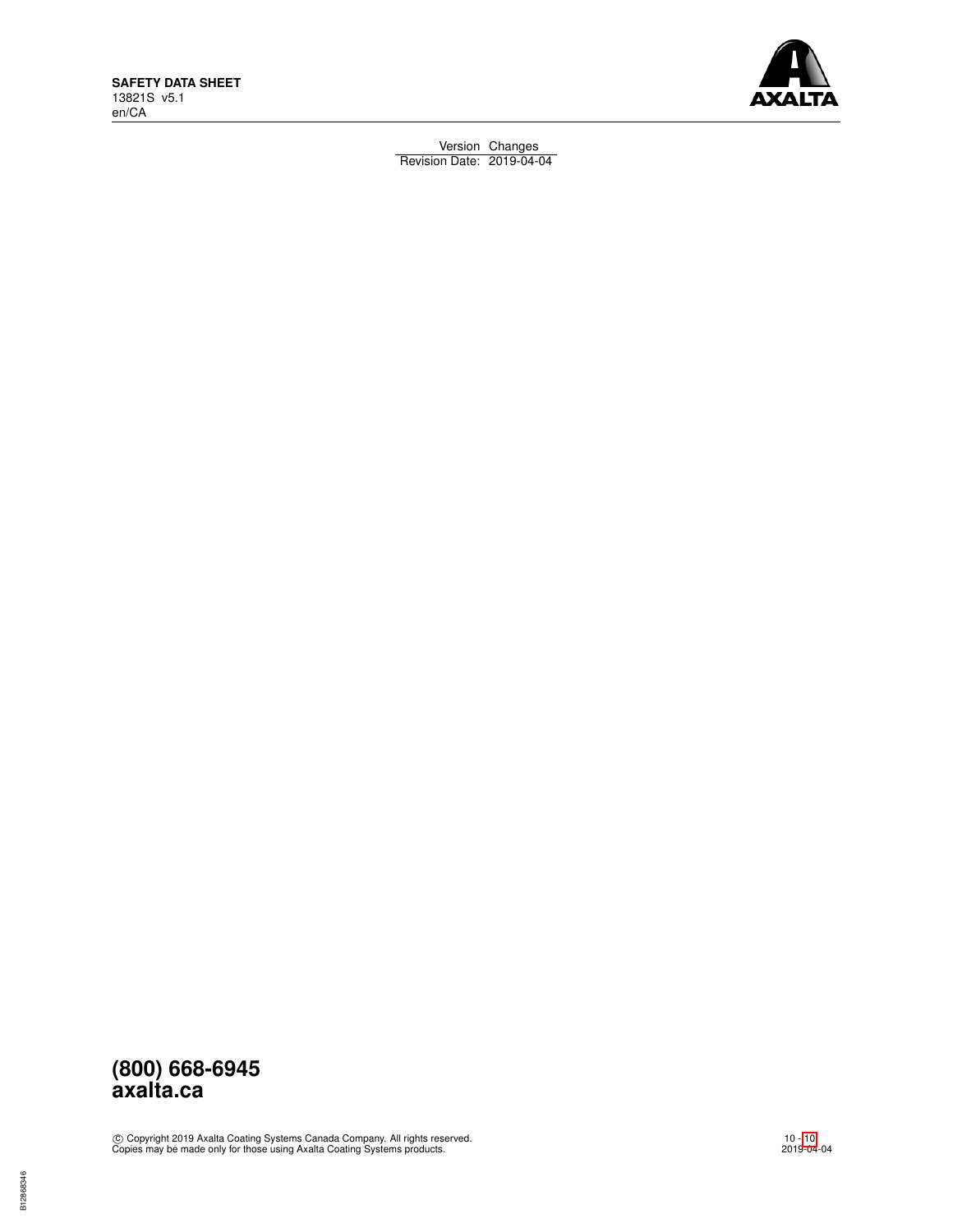| Version | Changes |
| --- | --- |
| Revision Date: | 2019-04-04 |

**(800) 668-6945**
**axalta.ca**

© Copyright 2019 Axalta Coating Systems Canada Company. All rights reserved.
Copies may be made only for those using Axalta Coating Systems products.